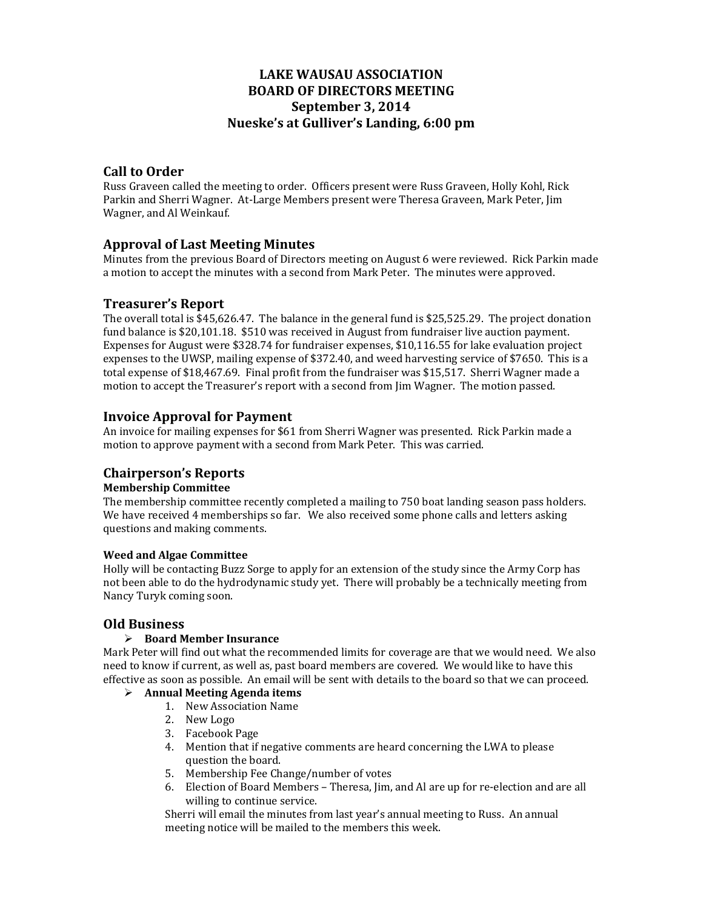# LAKE WAUSAU ASSOCIATION
# BOARD OF DIRECTORS MEETING
# September 3, 2014
# Nueske's at Gulliver's Landing, 6:00 pm

## Call to Order

Russ Graveen called the meeting to order. Officers present were Russ Graveen, Holly Kohl, Rick Parkin and Sherri Wagner. At-Large Members present were Theresa Graveen, Mark Peter, Jim Wagner, and Al Weinkauf.

## Approval of Last Meeting Minutes

Minutes from the previous Board of Directors meeting on August 6 were reviewed. Rick Parkin made a motion to accept the minutes with a second from Mark Peter. The minutes were approved.

## Treasurer's Report

The overall total is $45,626.47. The balance in the general fund is $25,525.29. The project donation fund balance is $20,101.18. $510 was received in August from fundraiser live auction payment. Expenses for August were $328.74 for fundraiser expenses, $10,116.55 for lake evaluation project expenses to the UWSP, mailing expense of $372.40, and weed harvesting service of $7650. This is a total expense of $18,467.69. Final profit from the fundraiser was $15,517. Sherri Wagner made a motion to accept the Treasurer's report with a second from Jim Wagner. The motion passed.

## Invoice Approval for Payment

An invoice for mailing expenses for $61 from Sherri Wagner was presented. Rick Parkin made a motion to approve payment with a second from Mark Peter. This was carried.

## Chairperson's Reports

### Membership Committee

The membership committee recently completed a mailing to 750 boat landing season pass holders. We have received 4 memberships so far. We also received some phone calls and letters asking questions and making comments.

### Weed and Algae Committee

Holly will be contacting Buzz Sorge to apply for an extension of the study since the Army Corp has not been able to do the hydrodynamic study yet. There will probably be a technically meeting from Nancy Turyk coming soon.

## Old Business

- **Board Member Insurance**

Mark Peter will find out what the recommended limits for coverage are that we would need. We also need to know if current, as well as, past board members are covered. We would like to have this effective as soon as possible. An email will be sent with details to the board so that we can proceed.

- **Annual Meeting Agenda items**
  1. New Association Name
  2. New Logo
  3. Facebook Page
  4. Mention that if negative comments are heard concerning the LWA to please question the board.
  5. Membership Fee Change/number of votes
  6. Election of Board Members – Theresa, Jim, and Al are up for re-election and are all willing to continue service.

  Sherri will email the minutes from last year's annual meeting to Russ. An annual meeting notice will be mailed to the members this week.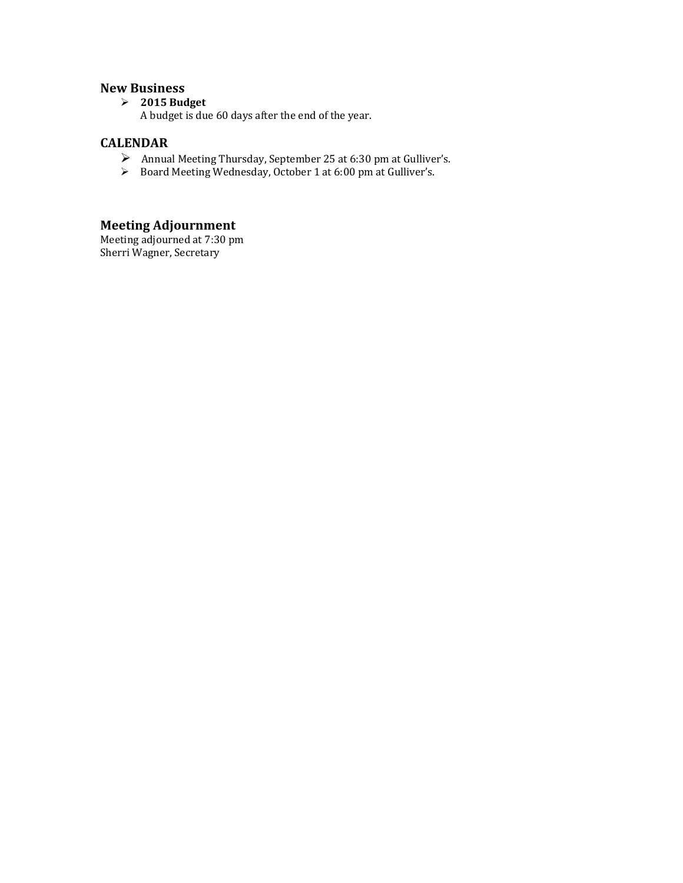## New Business

- **2015 Budget**
  A budget is due 60 days after the end of the year.

## CALENDAR

- Annual Meeting Thursday, September 25 at 6:30 pm at Gulliver's.
- Board Meeting Wednesday, October 1 at 6:00 pm at Gulliver's.

## Meeting Adjournment

Meeting adjourned at 7:30 pm
Sherri Wagner, Secretary